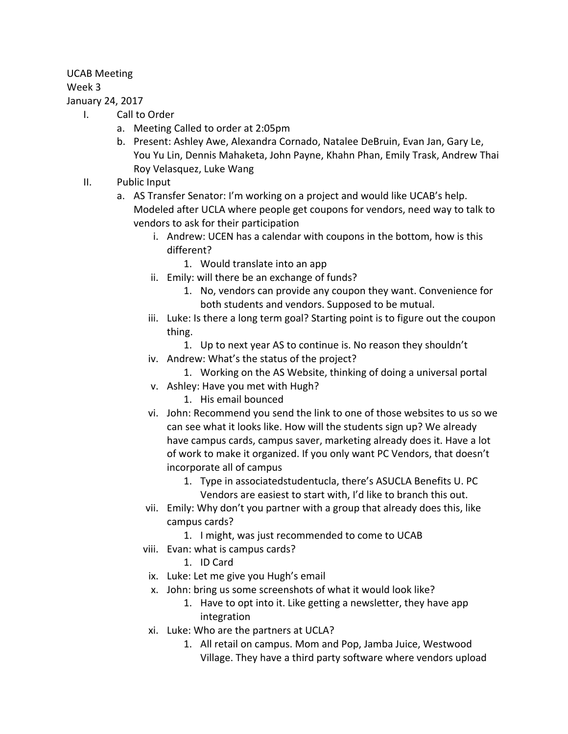UCAB Meeting
Week 3
January 24, 2017

I. Call to Order
   a. Meeting Called to order at 2:05pm
   b. Present: Ashley Awe, Alexandra Cornado, Natalee DeBruin, Evan Jan, Gary Le, You Yu Lin, Dennis Mahaketa, John Payne, Khahn Phan, Emily Trask, Andrew Thai Roy Velasquez, Luke Wang

II. Public Input
   a. AS Transfer Senator: I'm working on a project and would like UCAB's help. Modeled after UCLA where people get coupons for vendors, need way to talk to vendors to ask for their participation
      i. Andrew: UCEN has a calendar with coupons in the bottom, how is this different?
         1. Would translate into an app
      ii. Emily: will there be an exchange of funds?
         1. No, vendors can provide any coupon they want. Convenience for both students and vendors. Supposed to be mutual.
      iii. Luke: Is there a long term goal? Starting point is to figure out the coupon thing.
         1. Up to next year AS to continue is. No reason they shouldn't
      iv. Andrew: What's the status of the project?
         1. Working on the AS Website, thinking of doing a universal portal
      v. Ashley: Have you met with Hugh?
         1. His email bounced
      vi. John: Recommend you send the link to one of those websites to us so we can see what it looks like. How will the students sign up? We already have campus cards, campus saver, marketing already does it. Have a lot of work to make it organized. If you only want PC Vendors, that doesn't incorporate all of campus
         1. Type in associatedstudentucla, there's ASUCLA Benefits U. PC Vendors are easiest to start with, I'd like to branch this out.
      vii. Emily: Why don't you partner with a group that already does this, like campus cards?
         1. I might, was just recommended to come to UCAB
      viii. Evan: what is campus cards?
         1. ID Card
      ix. Luke: Let me give you Hugh's email
      x. John: bring us some screenshots of what it would look like?
         1. Have to opt into it. Like getting a newsletter, they have app integration
      xi. Luke: Who are the partners at UCLA?
         1. All retail on campus. Mom and Pop, Jamba Juice, Westwood Village. They have a third party software where vendors upload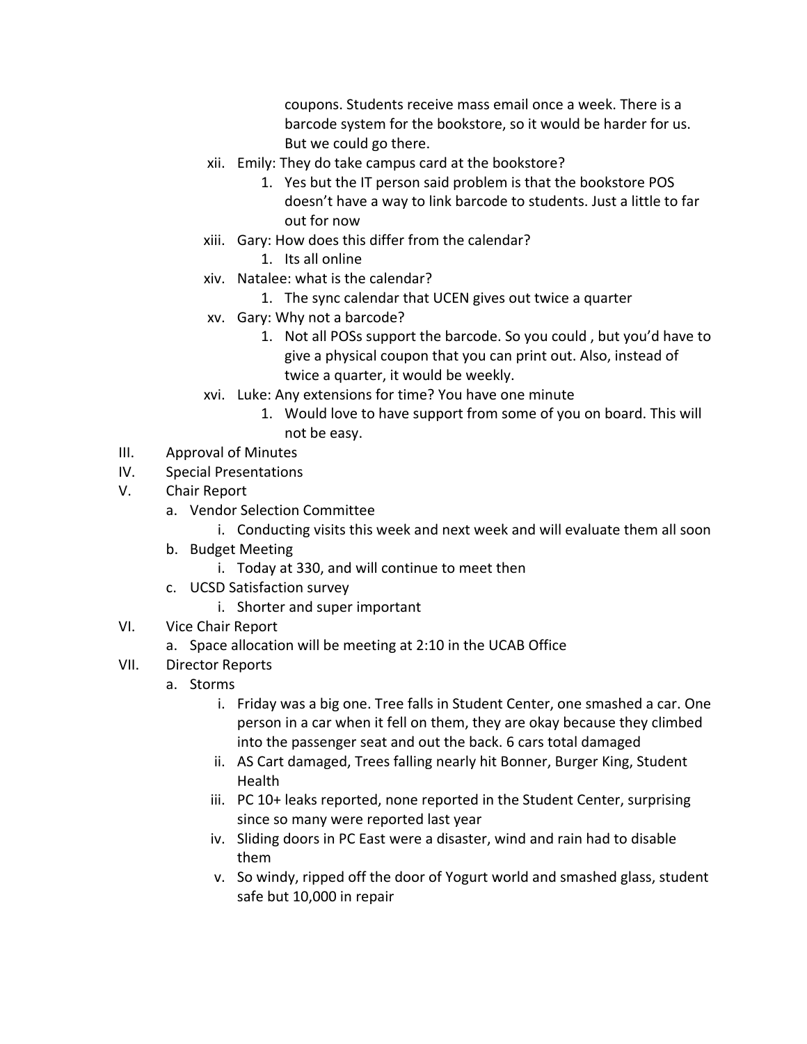coupons. Students receive mass email once a week. There is a barcode system for the bookstore, so it would be harder for us. But we could go there.

xii. Emily: They do take campus card at the bookstore?
   1. Yes but the IT person said problem is that the bookstore POS doesn't have a way to link barcode to students. Just a little to far out for now

xiii. Gary: How does this differ from the calendar?
   1. Its all online

xiv. Natalee: what is the calendar?
   1. The sync calendar that UCEN gives out twice a quarter

xv. Gary: Why not a barcode?
   1. Not all POSs support the barcode. So you could , but you'd have to give a physical coupon that you can print out. Also, instead of twice a quarter, it would be weekly.

xvi. Luke: Any extensions for time? You have one minute
   1. Would love to have support from some of you on board. This will not be easy.

III. Approval of Minutes

IV. Special Presentations

V. Chair Report
   a. Vendor Selection Committee
      i. Conducting visits this week and next week and will evaluate them all soon
   b. Budget Meeting
      i. Today at 330, and will continue to meet then
   c. UCSD Satisfaction survey
      i. Shorter and super important

VI. Vice Chair Report
   a. Space allocation will be meeting at 2:10 in the UCAB Office

VII. Director Reports
   a. Storms
      i. Friday was a big one. Tree falls in Student Center, one smashed a car. One person in a car when it fell on them, they are okay because they climbed into the passenger seat and out the back. 6 cars total damaged
      ii. AS Cart damaged, Trees falling nearly hit Bonner, Burger King, Student Health
      iii. PC 10+ leaks reported, none reported in the Student Center, surprising since so many were reported last year
      iv. Sliding doors in PC East were a disaster, wind and rain had to disable them
      v. So windy, ripped off the door of Yogurt world and smashed glass, student safe but 10,000 in repair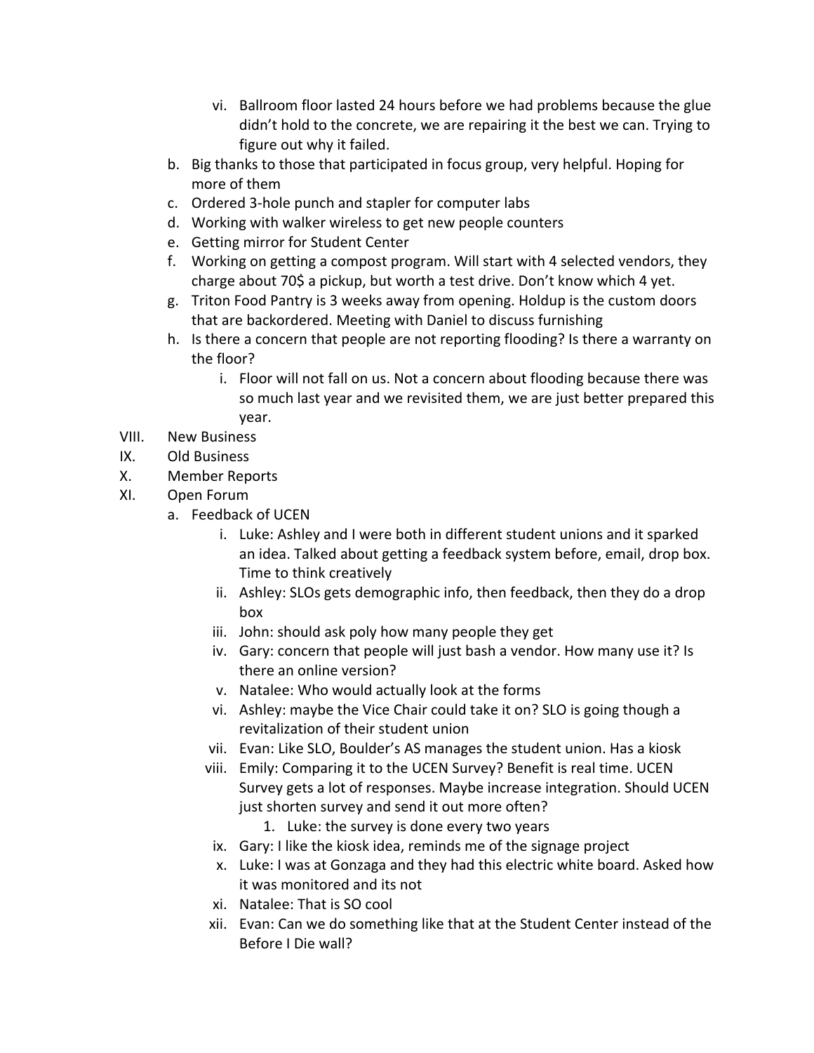vi. Ballroom floor lasted 24 hours before we had problems because the glue didn't hold to the concrete, we are repairing it the best we can. Trying to figure out why it failed.

b. Big thanks to those that participated in focus group, very helpful. Hoping for more of them
c. Ordered 3-hole punch and stapler for computer labs
d. Working with walker wireless to get new people counters
e. Getting mirror for Student Center
f. Working on getting a compost program. Will start with 4 selected vendors, they charge about 70$ a pickup, but worth a test drive. Don't know which 4 yet.
g. Triton Food Pantry is 3 weeks away from opening. Holdup is the custom doors that are backordered. Meeting with Daniel to discuss furnishing
h. Is there a concern that people are not reporting flooding? Is there a warranty on the floor?
   i. Floor will not fall on us. Not a concern about flooding because there was so much last year and we revisited them, we are just better prepared this year.

VIII. New Business

IX. Old Business

X. Member Reports

XI. Open Forum

a. Feedback of UCEN
   i. Luke: Ashley and I were both in different student unions and it sparked an idea. Talked about getting a feedback system before, email, drop box. Time to think creatively
   ii. Ashley: SLOs gets demographic info, then feedback, then they do a drop box
   iii. John: should ask poly how many people they get
   iv. Gary: concern that people will just bash a vendor. How many use it? Is there an online version?
   v. Natalee: Who would actually look at the forms
   vi. Ashley: maybe the Vice Chair could take it on? SLO is going though a revitalization of their student union
   vii. Evan: Like SLO, Boulder's AS manages the student union. Has a kiosk
   viii. Emily: Comparing it to the UCEN Survey? Benefit is real time. UCEN Survey gets a lot of responses. Maybe increase integration. Should UCEN just shorten survey and send it out more often?
      1. Luke: the survey is done every two years
   ix. Gary: I like the kiosk idea, reminds me of the signage project
   x. Luke: I was at Gonzaga and they had this electric white board. Asked how it was monitored and its not
   xi. Natalee: That is SO cool
   xii. Evan: Can we do something like that at the Student Center instead of the Before I Die wall?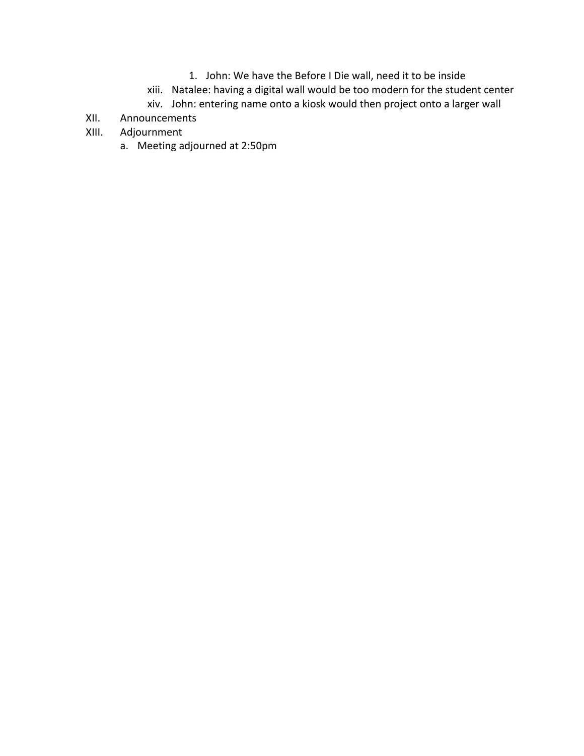1. John: We have the Before I Die wall, need it to be inside

xiii. Natalee: having a digital wall would be too modern for the student center

xiv. John: entering name onto a kiosk would then project onto a larger wall

XII. Announcements

XIII. Adjournment

a. Meeting adjourned at 2:50pm